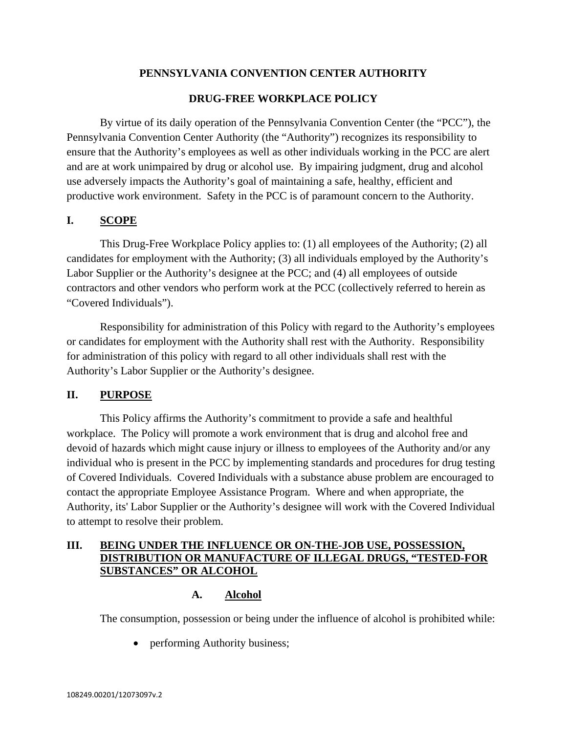# PENNSYLVANIA CONVENTION CENTER AUTHORITY

## DRUG-FREE WORKPLACE POLICY

By virtue of its daily operation of the Pennsylvania Convention Center (the "PCC"), the Pennsylvania Convention Center Authority (the "Authority") recognizes its responsibility to ensure that the Authority's employees as well as other individuals working in the PCC are alert and are at work unimpaired by drug or alcohol use. By impairing judgment, drug and alcohol use adversely impacts the Authority's goal of maintaining a safe, healthy, efficient and productive work environment. Safety in the PCC is of paramount concern to the Authority.

## I. SCOPE

This Drug-Free Workplace Policy applies to: (1) all employees of the Authority; (2) all candidates for employment with the Authority; (3) all individuals employed by the Authority's Labor Supplier or the Authority's designee at the PCC; and (4) all employees of outside contractors and other vendors who perform work at the PCC (collectively referred to herein as "Covered Individuals").

Responsibility for administration of this Policy with regard to the Authority's employees or candidates for employment with the Authority shall rest with the Authority. Responsibility for administration of this policy with regard to all other individuals shall rest with the Authority's Labor Supplier or the Authority's designee.

## II. PURPOSE

This Policy affirms the Authority's commitment to provide a safe and healthful workplace. The Policy will promote a work environment that is drug and alcohol free and devoid of hazards which might cause injury or illness to employees of the Authority and/or any individual who is present in the PCC by implementing standards and procedures for drug testing of Covered Individuals. Covered Individuals with a substance abuse problem are encouraged to contact the appropriate Employee Assistance Program. Where and when appropriate, the Authority, its' Labor Supplier or the Authority's designee will work with the Covered Individual to attempt to resolve their problem.

## III. BEING UNDER THE INFLUENCE OR ON-THE-JOB USE, POSSESSION, DISTRIBUTION OR MANUFACTURE OF ILLEGAL DRUGS, "TESTED-FOR SUBSTANCES" OR ALCOHOL

### A. Alcohol

The consumption, possession or being under the influence of alcohol is prohibited while:

- performing Authority business;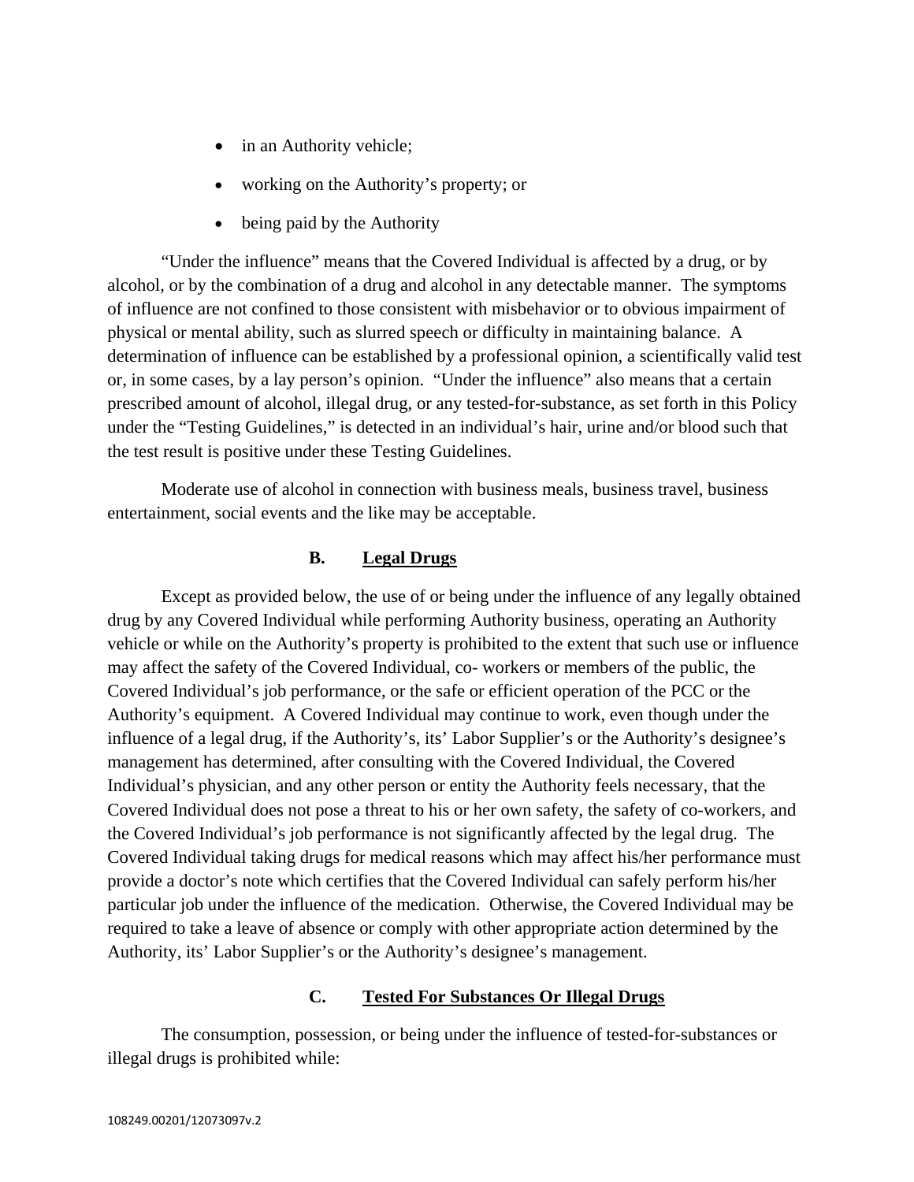- in an Authority vehicle;
- working on the Authority's property; or
- being paid by the Authority

"Under the influence" means that the Covered Individual is affected by a drug, or by alcohol, or by the combination of a drug and alcohol in any detectable manner. The symptoms of influence are not confined to those consistent with misbehavior or to obvious impairment of physical or mental ability, such as slurred speech or difficulty in maintaining balance. A determination of influence can be established by a professional opinion, a scientifically valid test or, in some cases, by a lay person's opinion. "Under the influence" also means that a certain prescribed amount of alcohol, illegal drug, or any tested-for-substance, as set forth in this Policy under the "Testing Guidelines," is detected in an individual's hair, urine and/or blood such that the test result is positive under these Testing Guidelines.

Moderate use of alcohol in connection with business meals, business travel, business entertainment, social events and the like may be acceptable.

### B. Legal Drugs

Except as provided below, the use of or being under the influence of any legally obtained drug by any Covered Individual while performing Authority business, operating an Authority vehicle or while on the Authority's property is prohibited to the extent that such use or influence may affect the safety of the Covered Individual, co- workers or members of the public, the Covered Individual's job performance, or the safe or efficient operation of the PCC or the Authority's equipment. A Covered Individual may continue to work, even though under the influence of a legal drug, if the Authority's, its' Labor Supplier's or the Authority's designee's management has determined, after consulting with the Covered Individual, the Covered Individual's physician, and any other person or entity the Authority feels necessary, that the Covered Individual does not pose a threat to his or her own safety, the safety of co-workers, and the Covered Individual's job performance is not significantly affected by the legal drug. The Covered Individual taking drugs for medical reasons which may affect his/her performance must provide a doctor's note which certifies that the Covered Individual can safely perform his/her particular job under the influence of the medication. Otherwise, the Covered Individual may be required to take a leave of absence or comply with other appropriate action determined by the Authority, its' Labor Supplier's or the Authority's designee's management.

### C. Tested For Substances Or Illegal Drugs

The consumption, possession, or being under the influence of tested-for-substances or illegal drugs is prohibited while: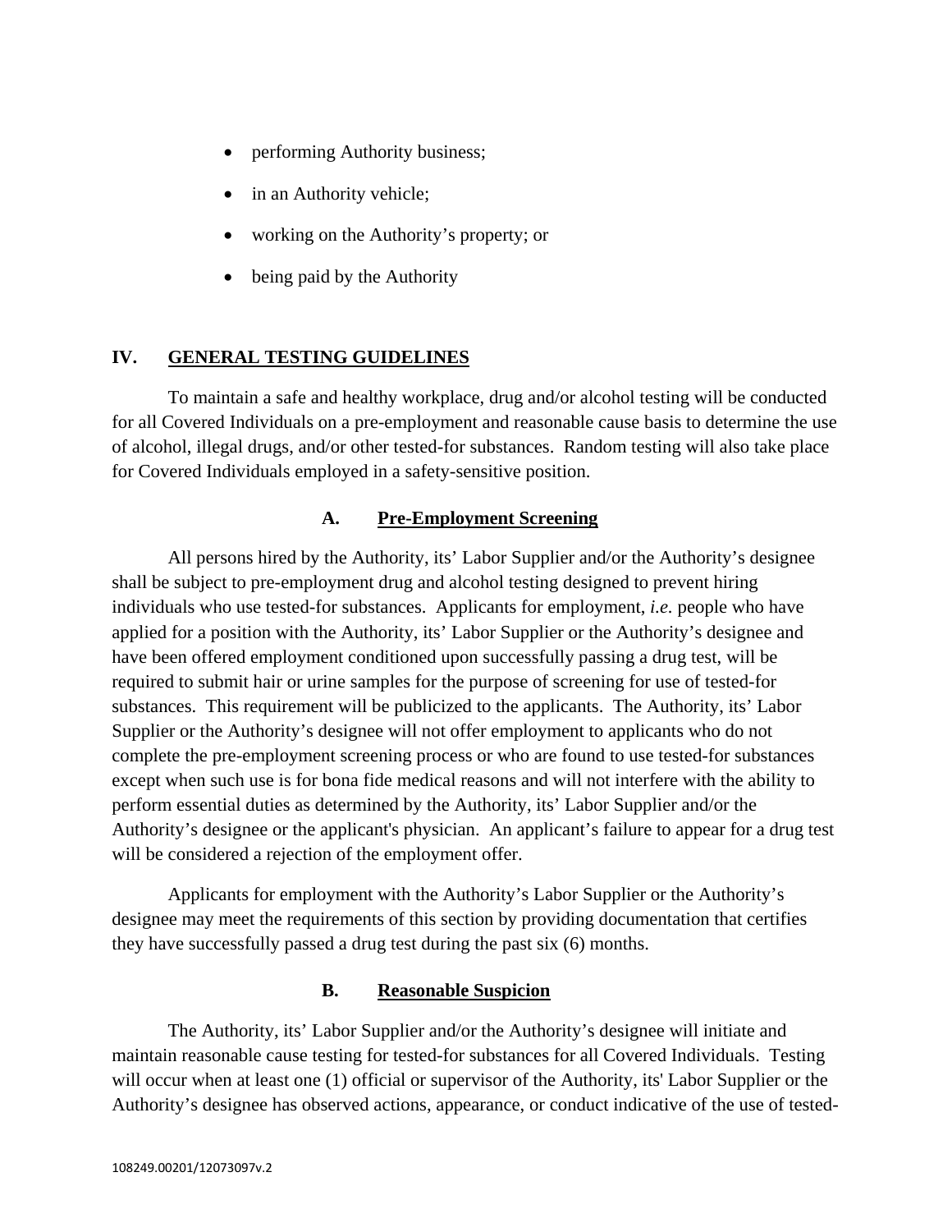- performing Authority business;
- in an Authority vehicle;
- working on the Authority's property; or
- being paid by the Authority

## IV. GENERAL TESTING GUIDELINES

To maintain a safe and healthy workplace, drug and/or alcohol testing will be conducted for all Covered Individuals on a pre-employment and reasonable cause basis to determine the use of alcohol, illegal drugs, and/or other tested-for substances. Random testing will also take place for Covered Individuals employed in a safety-sensitive position.

### A. Pre-Employment Screening

All persons hired by the Authority, its' Labor Supplier and/or the Authority's designee shall be subject to pre-employment drug and alcohol testing designed to prevent hiring individuals who use tested-for substances. Applicants for employment, *i.e.* people who have applied for a position with the Authority, its' Labor Supplier or the Authority's designee and have been offered employment conditioned upon successfully passing a drug test, will be required to submit hair or urine samples for the purpose of screening for use of tested-for substances. This requirement will be publicized to the applicants. The Authority, its' Labor Supplier or the Authority's designee will not offer employment to applicants who do not complete the pre-employment screening process or who are found to use tested-for substances except when such use is for bona fide medical reasons and will not interfere with the ability to perform essential duties as determined by the Authority, its' Labor Supplier and/or the Authority's designee or the applicant's physician. An applicant's failure to appear for a drug test will be considered a rejection of the employment offer.

Applicants for employment with the Authority's Labor Supplier or the Authority's designee may meet the requirements of this section by providing documentation that certifies they have successfully passed a drug test during the past six (6) months.

### B. Reasonable Suspicion

The Authority, its' Labor Supplier and/or the Authority's designee will initiate and maintain reasonable cause testing for tested-for substances for all Covered Individuals. Testing will occur when at least one (1) official or supervisor of the Authority, its' Labor Supplier or the Authority's designee has observed actions, appearance, or conduct indicative of the use of tested-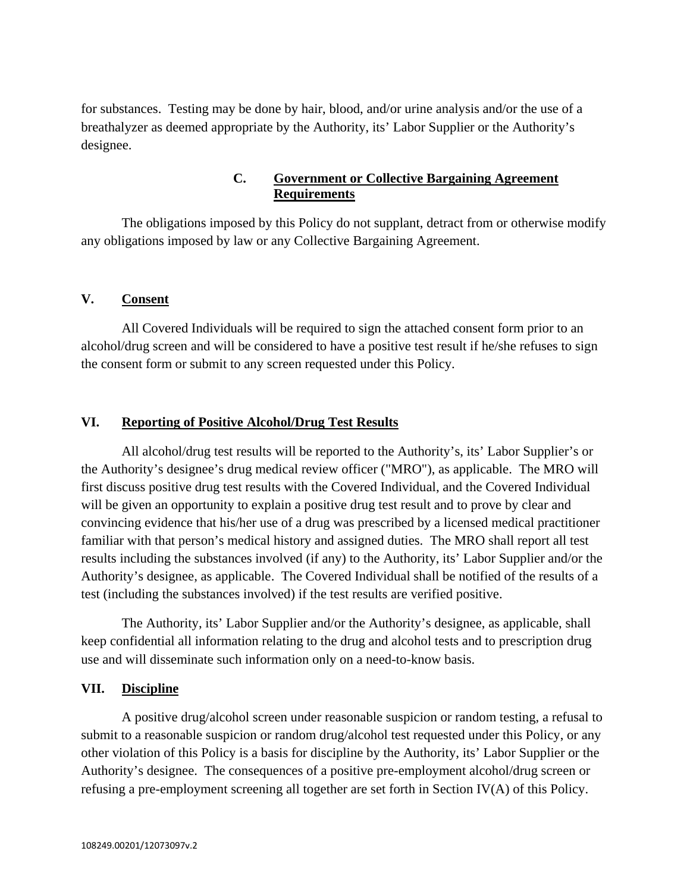for substances. Testing may be done by hair, blood, and/or urine analysis and/or the use of a breathalyzer as deemed appropriate by the Authority, its' Labor Supplier or the Authority's designee.

### C. Government or Collective Bargaining Agreement Requirements

The obligations imposed by this Policy do not supplant, detract from or otherwise modify any obligations imposed by law or any Collective Bargaining Agreement.

## V. Consent

All Covered Individuals will be required to sign the attached consent form prior to an alcohol/drug screen and will be considered to have a positive test result if he/she refuses to sign the consent form or submit to any screen requested under this Policy.

## VI. Reporting of Positive Alcohol/Drug Test Results

All alcohol/drug test results will be reported to the Authority's, its' Labor Supplier's or the Authority's designee's drug medical review officer ("MRO"), as applicable. The MRO will first discuss positive drug test results with the Covered Individual, and the Covered Individual will be given an opportunity to explain a positive drug test result and to prove by clear and convincing evidence that his/her use of a drug was prescribed by a licensed medical practitioner familiar with that person's medical history and assigned duties. The MRO shall report all test results including the substances involved (if any) to the Authority, its' Labor Supplier and/or the Authority's designee, as applicable. The Covered Individual shall be notified of the results of a test (including the substances involved) if the test results are verified positive.

The Authority, its' Labor Supplier and/or the Authority's designee, as applicable, shall keep confidential all information relating to the drug and alcohol tests and to prescription drug use and will disseminate such information only on a need-to-know basis.

## VII. Discipline

A positive drug/alcohol screen under reasonable suspicion or random testing, a refusal to submit to a reasonable suspicion or random drug/alcohol test requested under this Policy, or any other violation of this Policy is a basis for discipline by the Authority, its' Labor Supplier or the Authority's designee. The consequences of a positive pre-employment alcohol/drug screen or refusing a pre-employment screening all together are set forth in Section IV(A) of this Policy.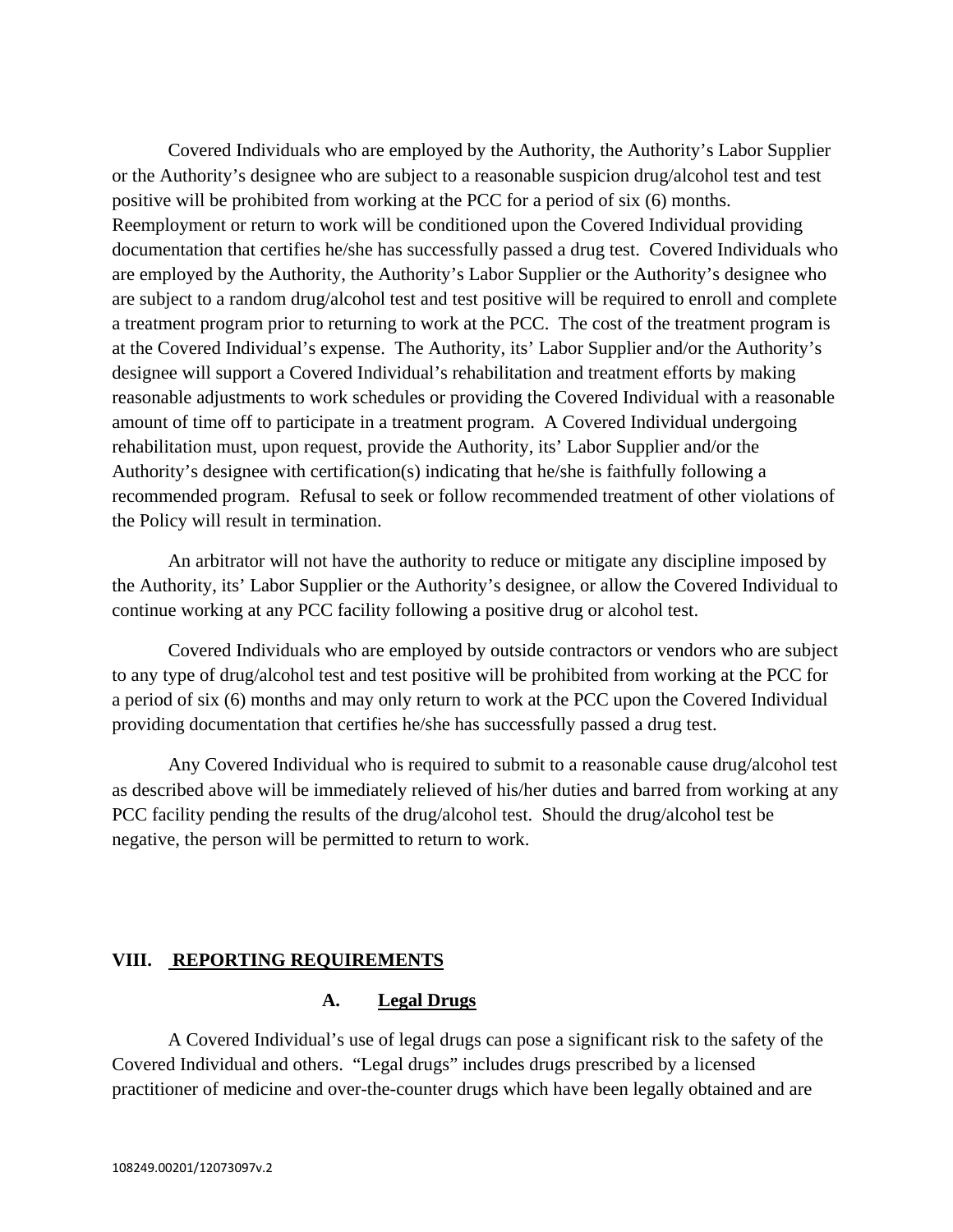Covered Individuals who are employed by the Authority, the Authority's Labor Supplier or the Authority's designee who are subject to a reasonable suspicion drug/alcohol test and test positive will be prohibited from working at the PCC for a period of six (6) months. Reemployment or return to work will be conditioned upon the Covered Individual providing documentation that certifies he/she has successfully passed a drug test. Covered Individuals who are employed by the Authority, the Authority's Labor Supplier or the Authority's designee who are subject to a random drug/alcohol test and test positive will be required to enroll and complete a treatment program prior to returning to work at the PCC. The cost of the treatment program is at the Covered Individual's expense. The Authority, its' Labor Supplier and/or the Authority's designee will support a Covered Individual's rehabilitation and treatment efforts by making reasonable adjustments to work schedules or providing the Covered Individual with a reasonable amount of time off to participate in a treatment program. A Covered Individual undergoing rehabilitation must, upon request, provide the Authority, its' Labor Supplier and/or the Authority's designee with certification(s) indicating that he/she is faithfully following a recommended program. Refusal to seek or follow recommended treatment of other violations of the Policy will result in termination.

An arbitrator will not have the authority to reduce or mitigate any discipline imposed by the Authority, its' Labor Supplier or the Authority's designee, or allow the Covered Individual to continue working at any PCC facility following a positive drug or alcohol test.

Covered Individuals who are employed by outside contractors or vendors who are subject to any type of drug/alcohol test and test positive will be prohibited from working at the PCC for a period of six (6) months and may only return to work at the PCC upon the Covered Individual providing documentation that certifies he/she has successfully passed a drug test.

Any Covered Individual who is required to submit to a reasonable cause drug/alcohol test as described above will be immediately relieved of his/her duties and barred from working at any PCC facility pending the results of the drug/alcohol test. Should the drug/alcohol test be negative, the person will be permitted to return to work.

## VIII. REPORTING REQUIREMENTS

### A. Legal Drugs

A Covered Individual's use of legal drugs can pose a significant risk to the safety of the Covered Individual and others. "Legal drugs" includes drugs prescribed by a licensed practitioner of medicine and over-the-counter drugs which have been legally obtained and are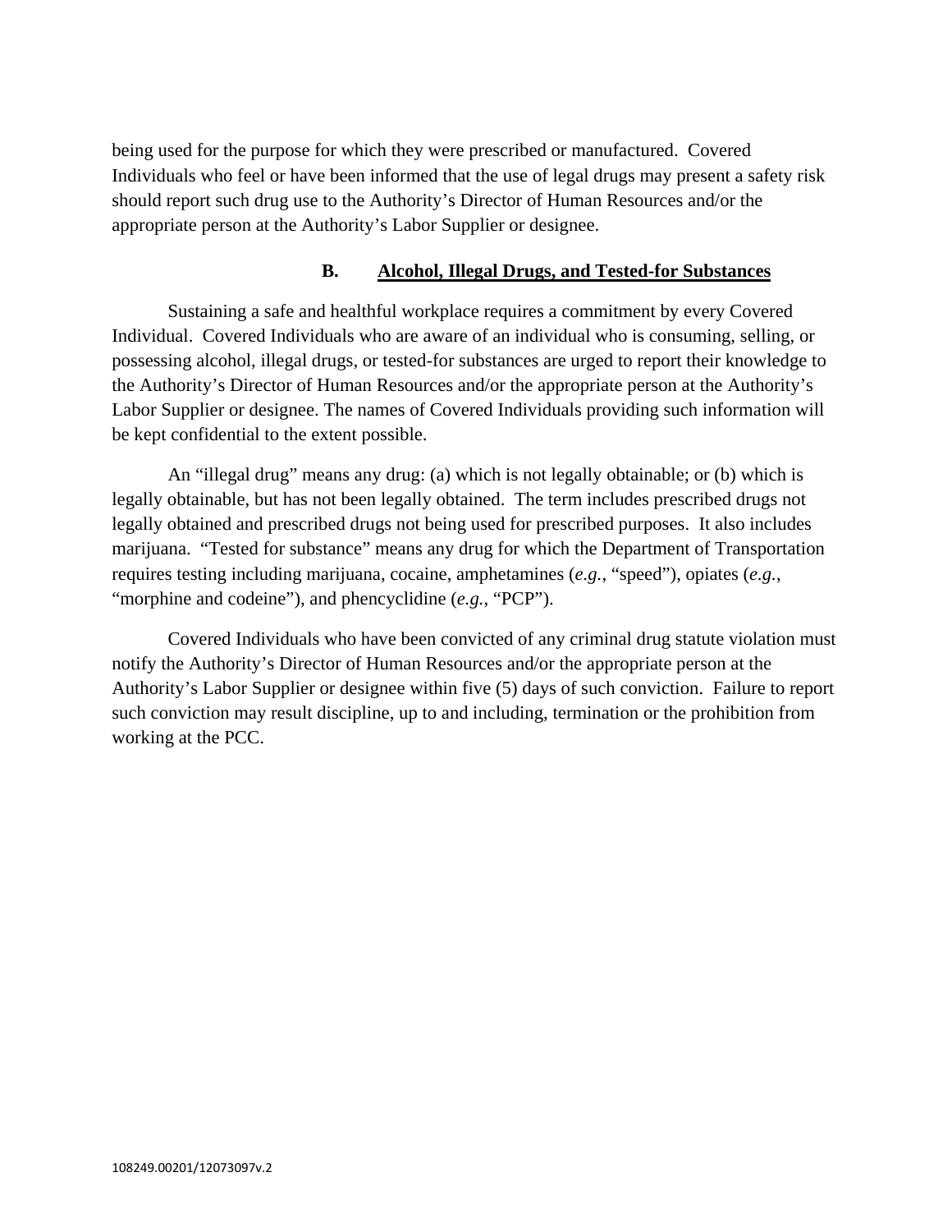being used for the purpose for which they were prescribed or manufactured. Covered Individuals who feel or have been informed that the use of legal drugs may present a safety risk should report such drug use to the Authority's Director of Human Resources and/or the appropriate person at the Authority's Labor Supplier or designee.

### B. Alcohol, Illegal Drugs, and Tested-for Substances

Sustaining a safe and healthful workplace requires a commitment by every Covered Individual. Covered Individuals who are aware of an individual who is consuming, selling, or possessing alcohol, illegal drugs, or tested-for substances are urged to report their knowledge to the Authority's Director of Human Resources and/or the appropriate person at the Authority's Labor Supplier or designee. The names of Covered Individuals providing such information will be kept confidential to the extent possible.

An "illegal drug" means any drug: (a) which is not legally obtainable; or (b) which is legally obtainable, but has not been legally obtained. The term includes prescribed drugs not legally obtained and prescribed drugs not being used for prescribed purposes. It also includes marijuana. "Tested for substance" means any drug for which the Department of Transportation requires testing including marijuana, cocaine, amphetamines (*e.g.*, "speed"), opiates (*e.g.*, "morphine and codeine"), and phencyclidine (*e.g.*, "PCP").

Covered Individuals who have been convicted of any criminal drug statute violation must notify the Authority's Director of Human Resources and/or the appropriate person at the Authority's Labor Supplier or designee within five (5) days of such conviction. Failure to report such conviction may result discipline, up to and including, termination or the prohibition from working at the PCC.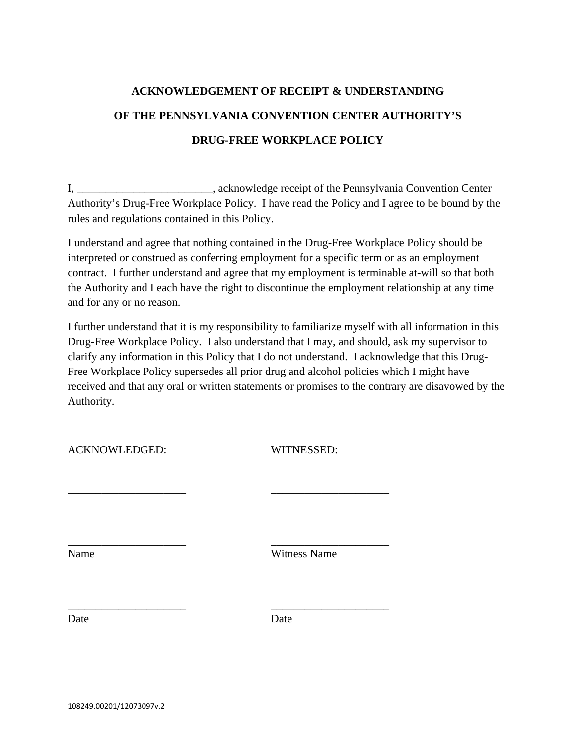# ACKNOWLEDGEMENT OF RECEIPT & UNDERSTANDING

# OF THE PENNSYLVANIA CONVENTION CENTER AUTHORITY'S

# DRUG-FREE WORKPLACE POLICY

I, ________________________, acknowledge receipt of the Pennsylvania Convention Center Authority's Drug-Free Workplace Policy. I have read the Policy and I agree to be bound by the rules and regulations contained in this Policy.

I understand and agree that nothing contained in the Drug-Free Workplace Policy should be interpreted or construed as conferring employment for a specific term or as an employment contract. I further understand and agree that my employment is terminable at-will so that both the Authority and I each have the right to discontinue the employment relationship at any time and for any or no reason.

I further understand that it is my responsibility to familiarize myself with all information in this Drug-Free Workplace Policy. I also understand that I may, and should, ask my supervisor to clarify any information in this Policy that I do not understand. I acknowledge that this Drug-Free Workplace Policy supersedes all prior drug and alcohol policies which I might have received and that any oral or written statements or promises to the contrary are disavowed by the Authority.

| ACKNOWLEDGED: | WITNESSED: |
|---|---|
| _____________________ | _____________________ |
| _____________________ | _____________________ |
| Name | Witness Name |
| _____________________ | _____________________ |
| Date | Date |

108249.00201/12073097v.2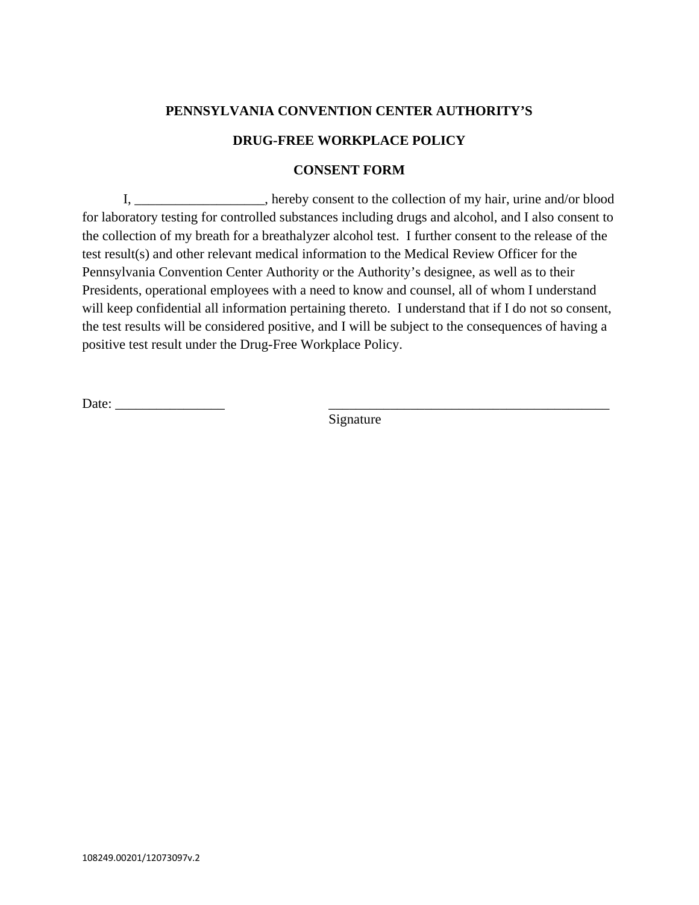**PENNSYLVANIA CONVENTION CENTER AUTHORITY'S**

**DRUG-FREE WORKPLACE POLICY**

**CONSENT FORM**

I, ___________________, hereby consent to the collection of my hair, urine and/or blood for laboratory testing for controlled substances including drugs and alcohol, and I also consent to the collection of my breath for a breathalyzer alcohol test. I further consent to the release of the test result(s) and other relevant medical information to the Medical Review Officer for the Pennsylvania Convention Center Authority or the Authority's designee, as well as to their Presidents, operational employees with a need to know and counsel, all of whom I understand will keep confidential all information pertaining thereto. I understand that if I do not so consent, the test results will be considered positive, and I will be subject to the consequences of having a positive test result under the Drug-Free Workplace Policy.

Date: ________________

__________________________________________
Signature

108249.00201/12073097v.2